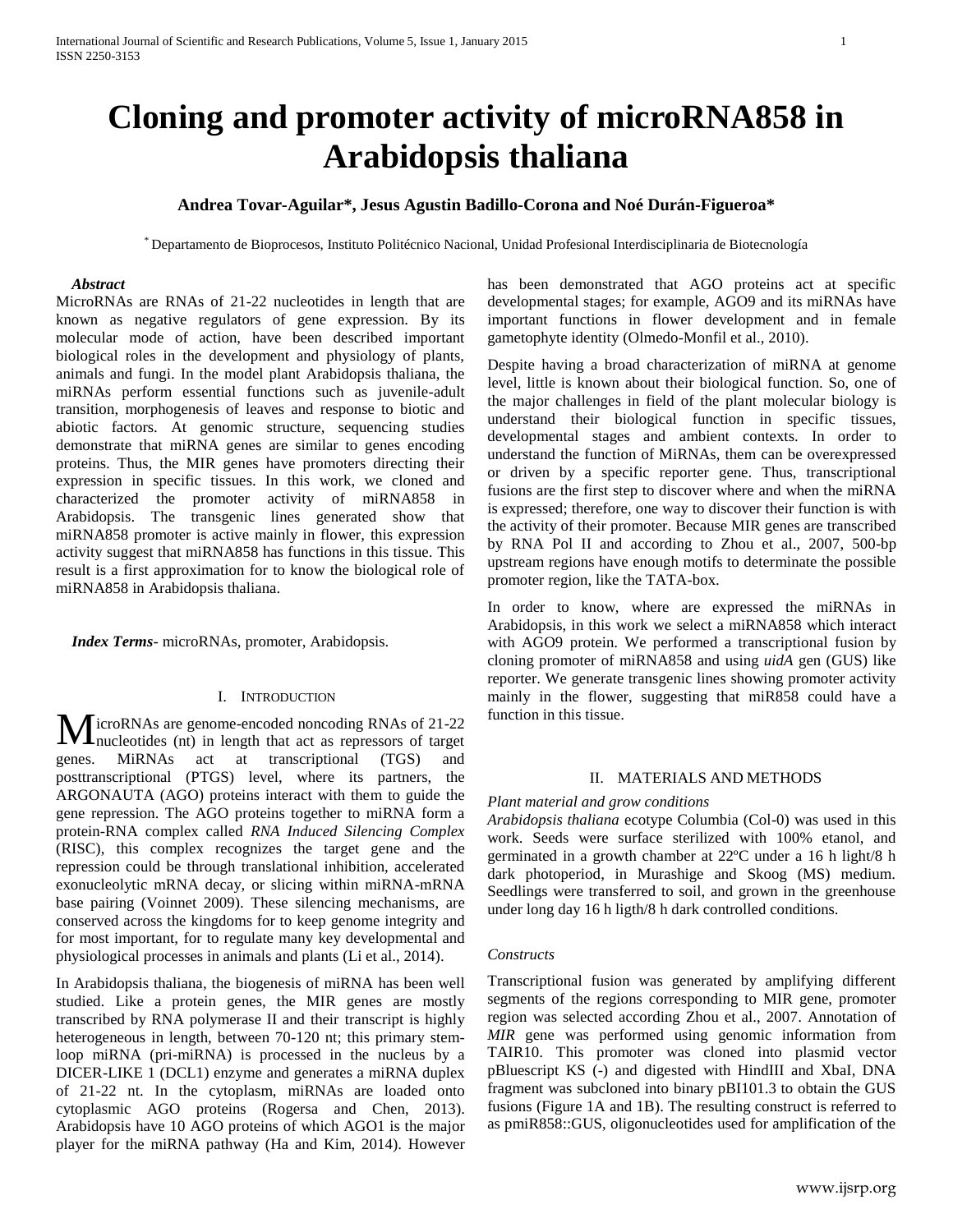# Cloning and promoter activity of microRNA858 in Arabidopsis thaliana

**Andrea Tovar-Aguilar\*, Jesus Agustin Badillo-Corona and Noé Durán-Figueroa\***

\* Departamento de Bioprocesos, Instituto Politécnico Nacional, Unidad Profesional Interdisciplinaria de Biotecnología

***Abstract***

MicroRNAs are RNAs of 21-22 nucleotides in length that are known as negative regulators of gene expression. By its molecular mode of action, have been described important biological roles in the development and physiology of plants, animals and fungi. In the model plant Arabidopsis thaliana, the miRNAs perform essential functions such as juvenile-adult transition, morphogenesis of leaves and response to biotic and abiotic factors. At genomic structure, sequencing studies demonstrate that miRNA genes are similar to genes encoding proteins. Thus, the MIR genes have promoters directing their expression in specific tissues. In this work, we cloned and characterized the promoter activity of miRNA858 in Arabidopsis. The transgenic lines generated show that miRNA858 promoter is active mainly in flower, this expression activity suggest that miRNA858 has functions in this tissue. This result is a first approximation for to know the biological role of miRNA858 in Arabidopsis thaliana.

***Index Terms***- microRNAs, promoter, Arabidopsis.

## I. Introduction

MicroRNAs are genome-encoded noncoding RNAs of 21-22 nucleotides (nt) in length that act as repressors of target genes. MiRNAs act at transcriptional (TGS) and posttranscriptional (PTGS) level, where its partners, the ARGONAUTA (AGO) proteins interact with them to guide the gene repression. The AGO proteins together to miRNA form a protein-RNA complex called *RNA Induced Silencing Complex* (RISC), this complex recognizes the target gene and the repression could be through translational inhibition, accelerated exonucleolytic mRNA decay, or slicing within miRNA-mRNA base pairing (Voinnet 2009). These silencing mechanisms, are conserved across the kingdoms for to keep genome integrity and for most important, for to regulate many key developmental and physiological processes in animals and plants (Li et al., 2014).

In Arabidopsis thaliana, the biogenesis of miRNA has been well studied. Like a protein genes, the MIR genes are mostly transcribed by RNA polymerase II and their transcript is highly heterogeneous in length, between 70-120 nt; this primary stem-loop miRNA (pri-miRNA) is processed in the nucleus by a DICER-LIKE 1 (DCL1) enzyme and generates a miRNA duplex of 21-22 nt. In the cytoplasm, miRNAs are loaded onto cytoplasmic AGO proteins (Rogersa and Chen, 2013). Arabidopsis have 10 AGO proteins of which AGO1 is the major player for the miRNA pathway (Ha and Kim, 2014). However has been demonstrated that AGO proteins act at specific developmental stages; for example, AGO9 and its miRNAs have important functions in flower development and in female gametophyte identity (Olmedo-Monfil et al., 2010).

Despite having a broad characterization of miRNA at genome level, little is known about their biological function. So, one of the major challenges in field of the plant molecular biology is understand their biological function in specific tissues, developmental stages and ambient contexts. In order to understand the function of MiRNAs, them can be overexpressed or driven by a specific reporter gene. Thus, transcriptional fusions are the first step to discover where and when the miRNA is expressed; therefore, one way to discover their function is with the activity of their promoter. Because MIR genes are transcribed by RNA Pol II and according to Zhou et al., 2007, 500-bp upstream regions have enough motifs to determinate the possible promoter region, like the TATA-box.

In order to know, where are expressed the miRNAs in Arabidopsis, in this work we select a miRNA858 which interact with AGO9 protein. We performed a transcriptional fusion by cloning promoter of miRNA858 and using *uidA* gen (GUS) like reporter. We generate transgenic lines showing promoter activity mainly in the flower, suggesting that miR858 could have a function in this tissue.

## II. Materials and Methods

*Plant material and grow conditions*

*Arabidopsis thaliana* ecotype Columbia (Col-0) was used in this work. Seeds were surface sterilized with 100% etanol, and germinated in a growth chamber at 22ºC under a 16 h light/8 h dark photoperiod, in Murashige and Skoog (MS) medium. Seedlings were transferred to soil, and grown in the greenhouse under long day 16 h ligth/8 h dark controlled conditions.

*Constructs*

Transcriptional fusion was generated by amplifying different segments of the regions corresponding to MIR gene, promoter region was selected according Zhou et al., 2007. Annotation of *MIR* gene was performed using genomic information from TAIR10. This promoter was cloned into plasmid vector pBluescript KS (-) and digested with HindIII and XbaI, DNA fragment was subcloned into binary pBI101.3 to obtain the GUS fusions (Figure 1A and 1B). The resulting construct is referred to as pmiR858::GUS, oligonucleotides used for amplification of the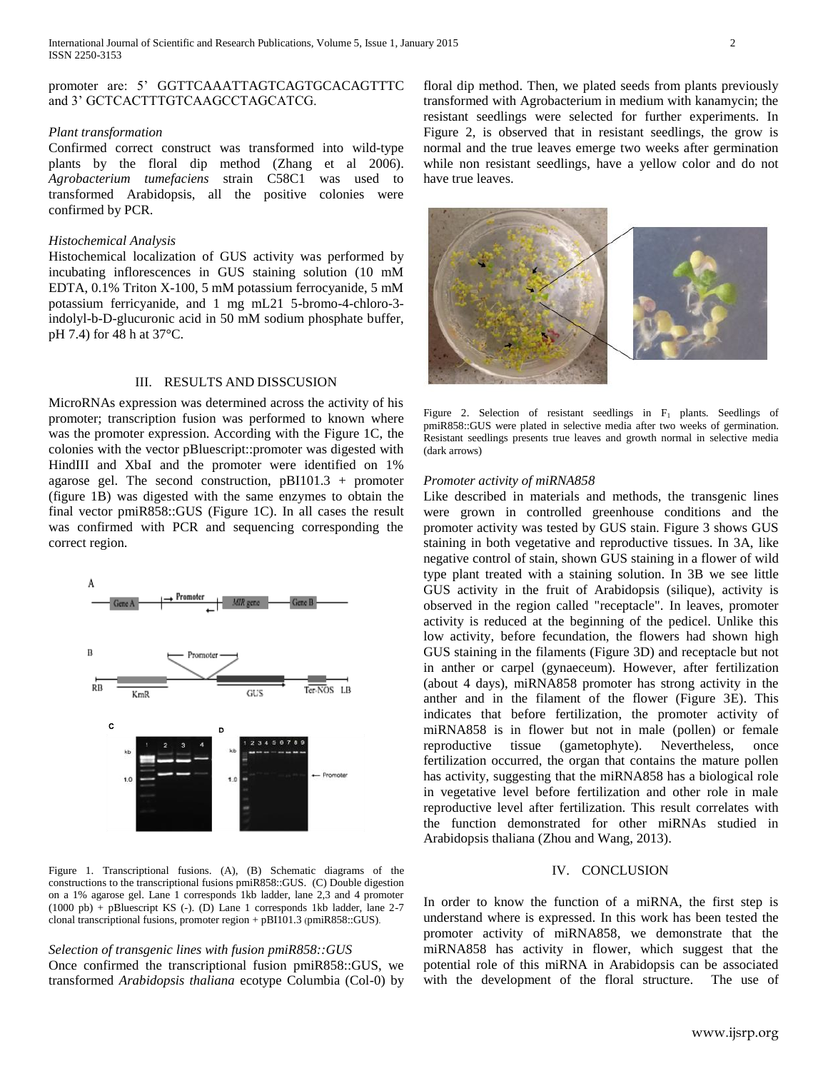promoter are: 5' GGTTCAAATTAGTCAGTGCACAGTTTC and 3' GCTCACTTTGTCAAGCCTAGCATCG.

*Plant transformation*

Confirmed correct construct was transformed into wild-type plants by the floral dip method (Zhang et al 2006). *Agrobacterium tumefaciens* strain C58C1 was used to transformed Arabidopsis, all the positive colonies were confirmed by PCR.

*Histochemical Analysis*

Histochemical localization of GUS activity was performed by incubating inflorescences in GUS staining solution (10 mM EDTA, 0.1% Triton X-100, 5 mM potassium ferrocyanide, 5 mM potassium ferricyanide, and 1 mg mL21 5-bromo-4-chloro-3-indolyl-b-D-glucuronic acid in 50 mM sodium phosphate buffer, pH 7.4) for 48 h at 37°C.

## III. RESULTS AND DISSCUSION

MicroRNAs expression was determined across the activity of his promoter; transcription fusion was performed to known where was the promoter expression. According with the Figure 1C, the colonies with the vector pBluescript::promoter was digested with HindIII and XbaI and the promoter were identified on 1% agarose gel. The second construction, pBI101.3 + promoter (figure 1B) was digested with the same enzymes to obtain the final vector pmiR858::GUS (Figure 1C). In all cases the result was confirmed with PCR and sequencing corresponding the correct region.

Figure 1. Transcriptional fusions. (A), (B) Schematic diagrams of the constructions to the transcriptional fusions pmiR858::GUS. (C) Double digestion on a 1% agarose gel. Lane 1 corresponds 1kb ladder, lane 2,3 and 4 promoter (1000 pb) + pBluescript KS (-). (D) Lane 1 corresponds 1kb ladder, lane 2-7 clonal transcriptional fusions, promoter region + pBI101.3 (pmiR858::GUS).

*Selection of transgenic lines with fusion pmiR858::GUS*

Once confirmed the transcriptional fusion pmiR858::GUS, we transformed *Arabidopsis thaliana* ecotype Columbia (Col-0) by floral dip method. Then, we plated seeds from plants previously transformed with Agrobacterium in medium with kanamycin; the resistant seedlings were selected for further experiments. In Figure 2, is observed that in resistant seedlings, the grow is normal and the true leaves emerge two weeks after germination while non resistant seedlings, have a yellow color and do not have true leaves.

Figure 2. Selection of resistant seedlings in $F_1$ plants. Seedlings of pmiR858::GUS were plated in selective media after two weeks of germination. Resistant seedlings presents true leaves and growth normal in selective media (dark arrows)

*Promoter activity of miRNA858*

Like described in materials and methods, the transgenic lines were grown in controlled greenhouse conditions and the promoter activity was tested by GUS stain. Figure 3 shows GUS staining in both vegetative and reproductive tissues. In 3A, like negative control of stain, shown GUS staining in a flower of wild type plant treated with a staining solution. In 3B we see little GUS activity in the fruit of Arabidopsis (silique), activity is observed in the region called "receptacle". In leaves, promoter activity is reduced at the beginning of the pedicel. Unlike this low activity, before fecundation, the flowers had shown high GUS staining in the filaments (Figure 3D) and receptacle but not in anther or carpel (gynaeceum). However, after fertilization (about 4 days), miRNA858 promoter has strong activity in the anther and in the filament of the flower (Figure 3E). This indicates that before fertilization, the promoter activity of miRNA858 is in flower but not in male (pollen) or female reproductive tissue (gametophyte). Nevertheless, once fertilization occurred, the organ that contains the mature pollen has activity, suggesting that the miRNA858 has a biological role in vegetative level before fertilization and other role in male reproductive level after fertilization. This result correlates with the function demonstrated for other miRNAs studied in Arabidopsis thaliana (Zhou and Wang, 2013).

## IV. CONCLUSION

In order to know the function of a miRNA, the first step is understand where is expressed. In this work has been tested the promoter activity of miRNA858, we demonstrate that the miRNA858 has activity in flower, which suggest that the potential role of this miRNA in Arabidopsis can be associated with the development of the floral structure. The use of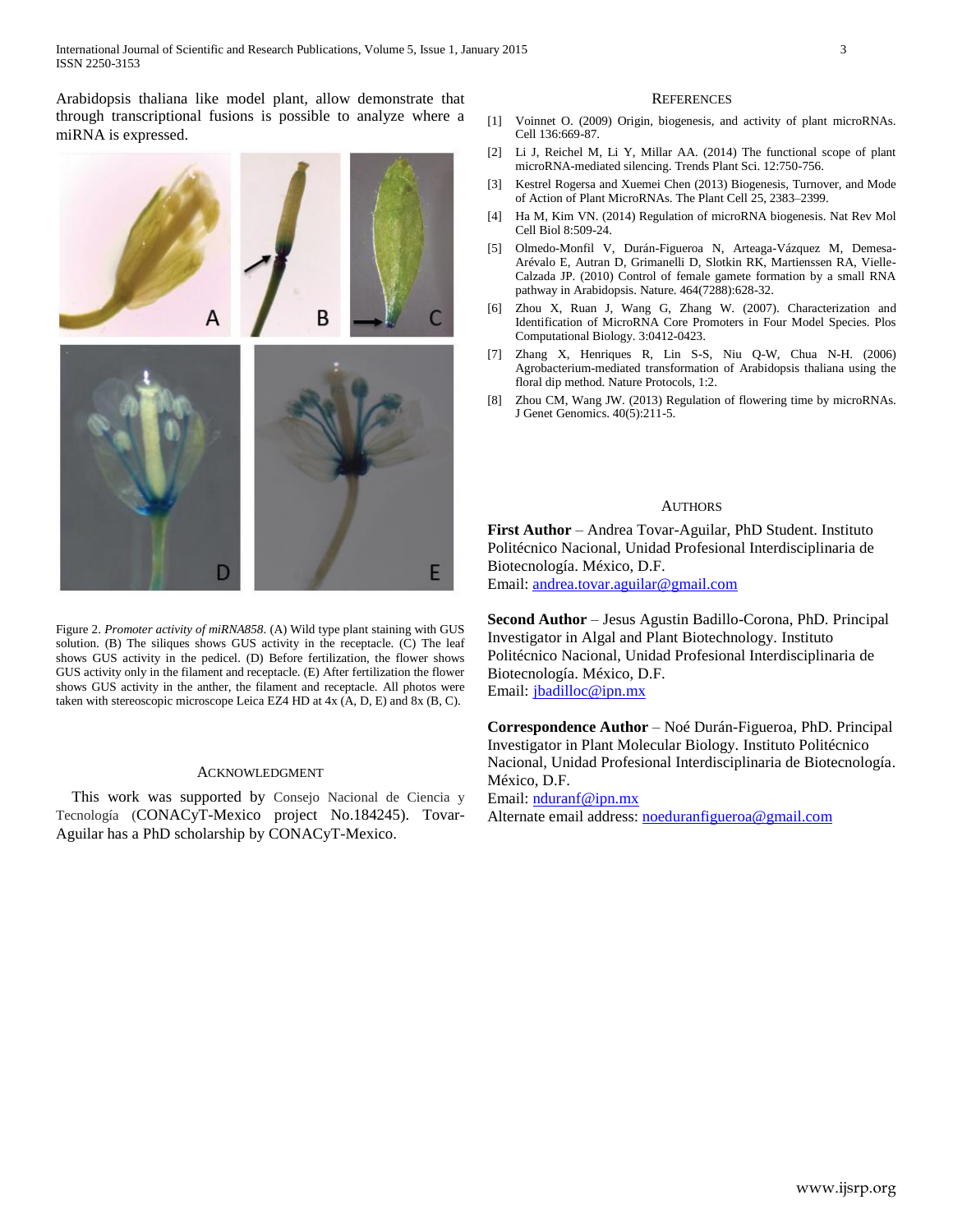Arabidopsis thaliana like model plant, allow demonstrate that through transcriptional fusions is possible to analyze where a miRNA is expressed.

Figure 2. *Promoter activity of miRNA858*. (A) Wild type plant staining with GUS solution. (B) The siliques shows GUS activity in the receptacle. (C) The leaf shows GUS activity in the pedicel. (D) Before fertilization, the flower shows GUS activity only in the filament and receptacle. (E) After fertilization the flower shows GUS activity in the anther, the filament and receptacle. All photos were taken with stereoscopic microscope Leica EZ4 HD at 4x (A, D, E) and 8x (B, C).

## ACKNOWLEDGMENT

This work was supported by Consejo Nacional de Ciencia y Tecnología (CONACyT-Mexico project No.184245). Tovar-Aguilar has a PhD scholarship by CONACyT-Mexico.

## REFERENCES

[1] Voinnet O. (2009) Origin, biogenesis, and activity of plant microRNAs. Cell 136:669-87.

[2] Li J, Reichel M, Li Y, Millar AA. (2014) The functional scope of plant microRNA-mediated silencing. Trends Plant Sci. 12:750-756.

[3] Kestrel Rogersa and Xuemei Chen (2013) Biogenesis, Turnover, and Mode of Action of Plant MicroRNAs. The Plant Cell 25, 2383–2399.

[4] Ha M, Kim VN. (2014) Regulation of microRNA biogenesis. Nat Rev Mol Cell Biol 8:509-24.

[5] Olmedo-Monfil V, Durán-Figueroa N, Arteaga-Vázquez M, Demesa-Arévalo E, Autran D, Grimanelli D, Slotkin RK, Martienssen RA, Vielle-Calzada JP. (2010) Control of female gamete formation by a small RNA pathway in Arabidopsis. Nature. 464(7288):628-32.

[6] Zhou X, Ruan J, Wang G, Zhang W. (2007). Characterization and Identification of MicroRNA Core Promoters in Four Model Species. Plos Computational Biology. 3:0412-0423.

[7] Zhang X, Henriques R, Lin S-S, Niu Q-W, Chua N-H. (2006) Agrobacterium-mediated transformation of Arabidopsis thaliana using the floral dip method. Nature Protocols, 1:2.

[8] Zhou CM, Wang JW. (2013) Regulation of flowering time by microRNAs. J Genet Genomics. 40(5):211-5.

## AUTHORS

**First Author** – Andrea Tovar-Aguilar, PhD Student. Instituto Politécnico Nacional, Unidad Profesional Interdisciplinaria de Biotecnología. México, D.F.
Email: andrea.tovar.aguilar@gmail.com

**Second Author** – Jesus Agustin Badillo-Corona, PhD. Principal Investigator in Algal and Plant Biotechnology. Instituto Politécnico Nacional, Unidad Profesional Interdisciplinaria de Biotecnología. México, D.F.
Email: jbadilloc@ipn.mx

**Correspondence Author** – Noé Durán-Figueroa, PhD. Principal Investigator in Plant Molecular Biology. Instituto Politécnico Nacional, Unidad Profesional Interdisciplinaria de Biotecnología. México, D.F.
Email: nduranf@ipn.mx
Alternate email address: noeduranfigueroa@gmail.com